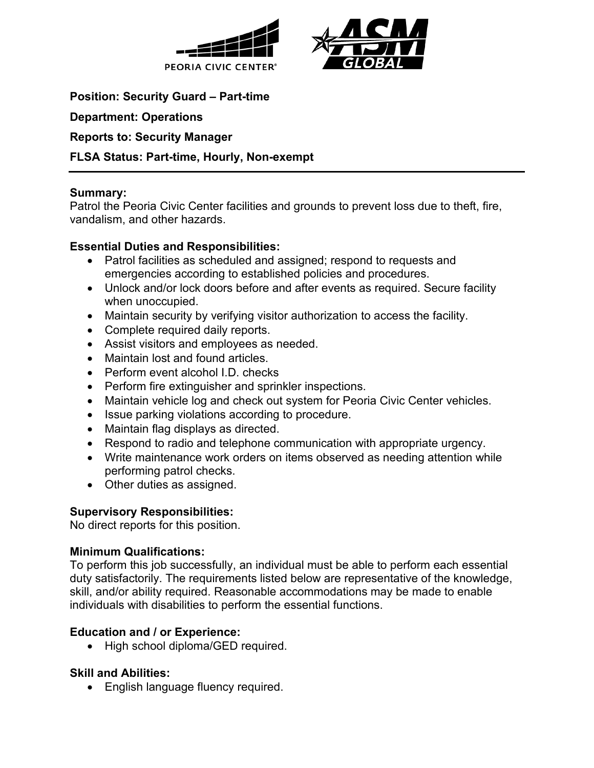PEORIA CIVIC CENTER

**Position: Security Guard – Part-time**

**Department: Operations**

**Reports to: Security Manager**

**FLSA Status: Part-time, Hourly, Non-exempt**

---

**Summary:**
Patrol the Peoria Civic Center facilities and grounds to prevent loss due to theft, fire, vandalism, and other hazards.

**Essential Duties and Responsibilities:**

- Patrol facilities as scheduled and assigned; respond to requests and emergencies according to established policies and procedures.
- Unlock and/or lock doors before and after events as required. Secure facility when unoccupied.
- Maintain security by verifying visitor authorization to access the facility.
- Complete required daily reports.
- Assist visitors and employees as needed.
- Maintain lost and found articles.
- Perform event alcohol I.D. checks
- Perform fire extinguisher and sprinkler inspections.
- Maintain vehicle log and check out system for Peoria Civic Center vehicles.
- Issue parking violations according to procedure.
- Maintain flag displays as directed.
- Respond to radio and telephone communication with appropriate urgency.
- Write maintenance work orders on items observed as needing attention while performing patrol checks.
- Other duties as assigned.

**Supervisory Responsibilities:**
No direct reports for this position.

**Minimum Qualifications:**
To perform this job successfully, an individual must be able to perform each essential duty satisfactorily. The requirements listed below are representative of the knowledge, skill, and/or ability required. Reasonable accommodations may be made to enable individuals with disabilities to perform the essential functions.

**Education and / or Experience:**

- High school diploma/GED required.

**Skill and Abilities:**

- English language fluency required.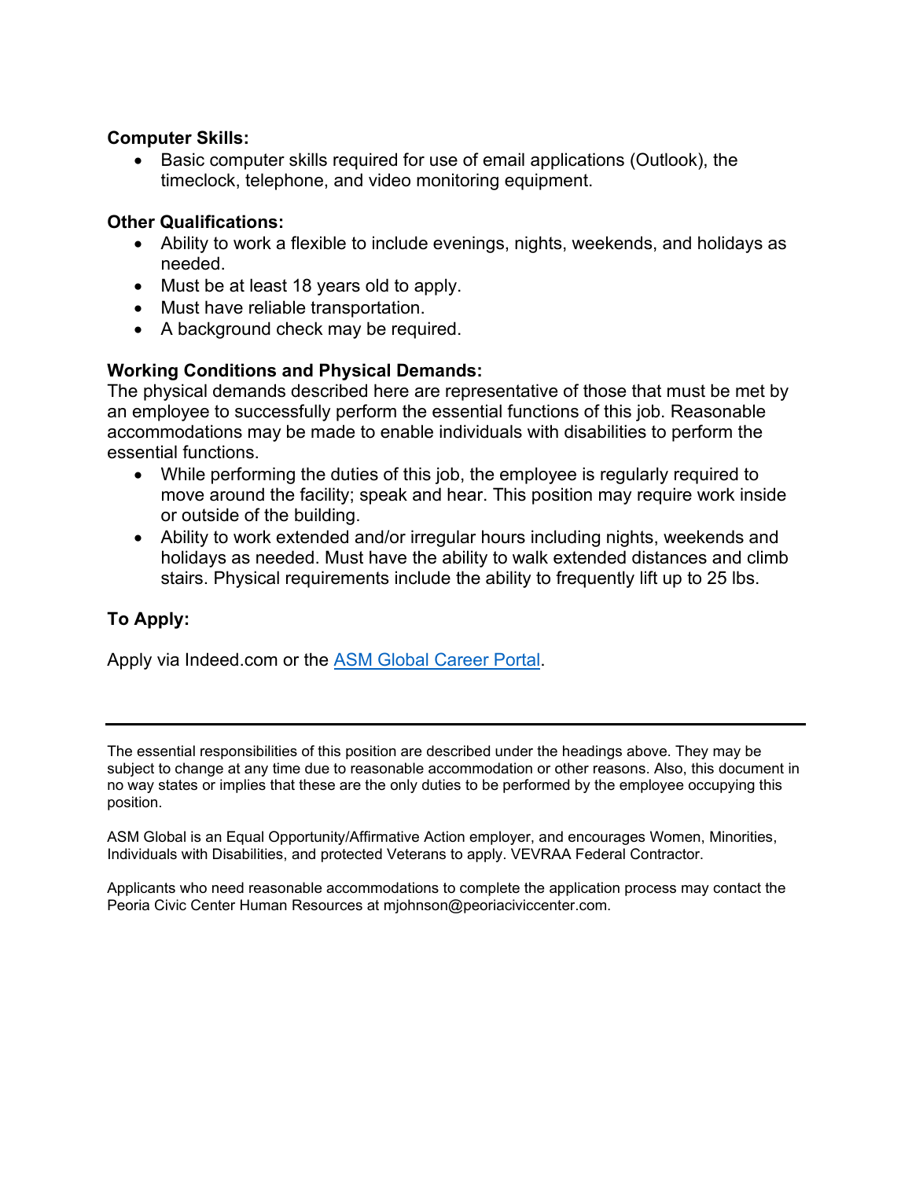**Computer Skills:**

- Basic computer skills required for use of email applications (Outlook), the timeclock, telephone, and video monitoring equipment.

**Other Qualifications:**

- Ability to work a flexible to include evenings, nights, weekends, and holidays as needed.
- Must be at least 18 years old to apply.
- Must have reliable transportation.
- A background check may be required.

**Working Conditions and Physical Demands:**

The physical demands described here are representative of those that must be met by an employee to successfully perform the essential functions of this job. Reasonable accommodations may be made to enable individuals with disabilities to perform the essential functions.

- While performing the duties of this job, the employee is regularly required to move around the facility; speak and hear. This position may require work inside or outside of the building.
- Ability to work extended and/or irregular hours including nights, weekends and holidays as needed. Must have the ability to walk extended distances and climb stairs. Physical requirements include the ability to frequently lift up to 25 lbs.

**To Apply:**

Apply via Indeed.com or the ASM Global Career Portal.

---

The essential responsibilities of this position are described under the headings above. They may be subject to change at any time due to reasonable accommodation or other reasons. Also, this document in no way states or implies that these are the only duties to be performed by the employee occupying this position.

ASM Global is an Equal Opportunity/Affirmative Action employer, and encourages Women, Minorities, Individuals with Disabilities, and protected Veterans to apply. VEVRAA Federal Contractor.

Applicants who need reasonable accommodations to complete the application process may contact the Peoria Civic Center Human Resources at mjohnson@peoriaciviccenter.com.